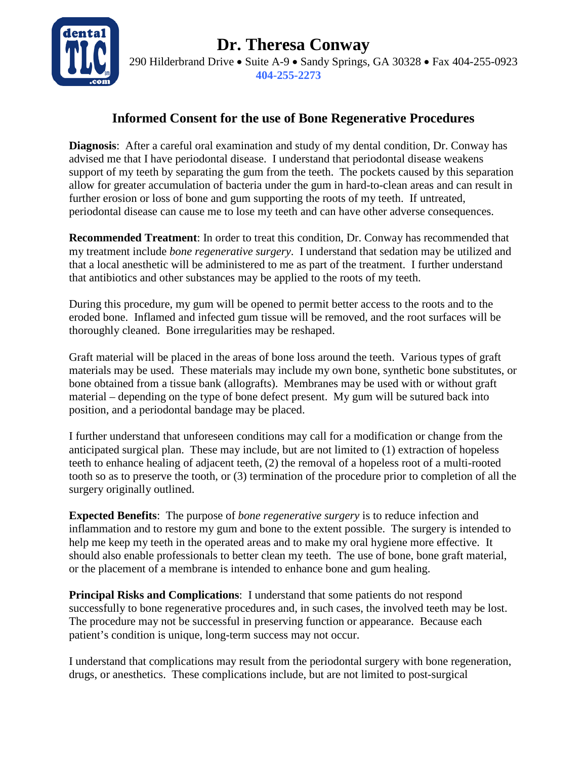# Dr. Theresa Conway

290 Hilderbrand Drive • Suite A-9 • Sandy Springs, GA 30328 • Fax 404-255-0923

**404-255-2273**

## Informed Consent for the use of Bone Regenerative Procedures

**Diagnosis**: After a careful oral examination and study of my dental condition, Dr. Conway has advised me that I have periodontal disease. I understand that periodontal disease weakens support of my teeth by separating the gum from the teeth. The pockets caused by this separation allow for greater accumulation of bacteria under the gum in hard-to-clean areas and can result in further erosion or loss of bone and gum supporting the roots of my teeth. If untreated, periodontal disease can cause me to lose my teeth and can have other adverse consequences.

**Recommended Treatment**: In order to treat this condition, Dr. Conway has recommended that my treatment include *bone regenerative surgery*. I understand that sedation may be utilized and that a local anesthetic will be administered to me as part of the treatment. I further understand that antibiotics and other substances may be applied to the roots of my teeth.

During this procedure, my gum will be opened to permit better access to the roots and to the eroded bone. Inflamed and infected gum tissue will be removed, and the root surfaces will be thoroughly cleaned. Bone irregularities may be reshaped.

Graft material will be placed in the areas of bone loss around the teeth. Various types of graft materials may be used. These materials may include my own bone, synthetic bone substitutes, or bone obtained from a tissue bank (allografts). Membranes may be used with or without graft material – depending on the type of bone defect present. My gum will be sutured back into position, and a periodontal bandage may be placed.

I further understand that unforeseen conditions may call for a modification or change from the anticipated surgical plan. These may include, but are not limited to (1) extraction of hopeless teeth to enhance healing of adjacent teeth, (2) the removal of a hopeless root of a multi-rooted tooth so as to preserve the tooth, or (3) termination of the procedure prior to completion of all the surgery originally outlined.

**Expected Benefits**: The purpose of *bone regenerative surgery* is to reduce infection and inflammation and to restore my gum and bone to the extent possible. The surgery is intended to help me keep my teeth in the operated areas and to make my oral hygiene more effective. It should also enable professionals to better clean my teeth. The use of bone, bone graft material, or the placement of a membrane is intended to enhance bone and gum healing.

**Principal Risks and Complications**: I understand that some patients do not respond successfully to bone regenerative procedures and, in such cases, the involved teeth may be lost. The procedure may not be successful in preserving function or appearance. Because each patient's condition is unique, long-term success may not occur.

I understand that complications may result from the periodontal surgery with bone regeneration, drugs, or anesthetics. These complications include, but are not limited to post-surgical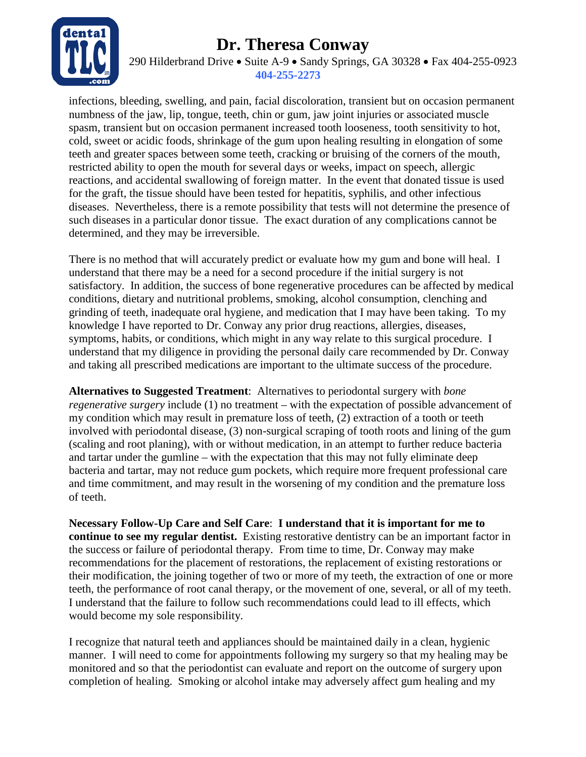infections, bleeding, swelling, and pain, facial discoloration, transient but on occasion permanent numbness of the jaw, lip, tongue, teeth, chin or gum, jaw joint injuries or associated muscle spasm, transient but on occasion permanent increased tooth looseness, tooth sensitivity to hot, cold, sweet or acidic foods, shrinkage of the gum upon healing resulting in elongation of some teeth and greater spaces between some teeth, cracking or bruising of the corners of the mouth, restricted ability to open the mouth for several days or weeks, impact on speech, allergic reactions, and accidental swallowing of foreign matter. In the event that donated tissue is used for the graft, the tissue should have been tested for hepatitis, syphilis, and other infectious diseases. Nevertheless, there is a remote possibility that tests will not determine the presence of such diseases in a particular donor tissue. The exact duration of any complications cannot be determined, and they may be irreversible.

There is no method that will accurately predict or evaluate how my gum and bone will heal. I understand that there may be a need for a second procedure if the initial surgery is not satisfactory. In addition, the success of bone regenerative procedures can be affected by medical conditions, dietary and nutritional problems, smoking, alcohol consumption, clenching and grinding of teeth, inadequate oral hygiene, and medication that I may have been taking. To my knowledge I have reported to Dr. Conway any prior drug reactions, allergies, diseases, symptoms, habits, or conditions, which might in any way relate to this surgical procedure. I understand that my diligence in providing the personal daily care recommended by Dr. Conway and taking all prescribed medications are important to the ultimate success of the procedure.

**Alternatives to Suggested Treatment**: Alternatives to periodontal surgery with *bone regenerative surgery* include (1) no treatment – with the expectation of possible advancement of my condition which may result in premature loss of teeth, (2) extraction of a tooth or teeth involved with periodontal disease, (3) non-surgical scraping of tooth roots and lining of the gum (scaling and root planing), with or without medication, in an attempt to further reduce bacteria and tartar under the gumline – with the expectation that this may not fully eliminate deep bacteria and tartar, may not reduce gum pockets, which require more frequent professional care and time commitment, and may result in the worsening of my condition and the premature loss of teeth.

**Necessary Follow-Up Care and Self Care**: **I understand that it is important for me to continue to see my regular dentist.** Existing restorative dentistry can be an important factor in the success or failure of periodontal therapy. From time to time, Dr. Conway may make recommendations for the placement of restorations, the replacement of existing restorations or their modification, the joining together of two or more of my teeth, the extraction of one or more teeth, the performance of root canal therapy, or the movement of one, several, or all of my teeth. I understand that the failure to follow such recommendations could lead to ill effects, which would become my sole responsibility.

I recognize that natural teeth and appliances should be maintained daily in a clean, hygienic manner. I will need to come for appointments following my surgery so that my healing may be monitored and so that the periodontist can evaluate and report on the outcome of surgery upon completion of healing. Smoking or alcohol intake may adversely affect gum healing and my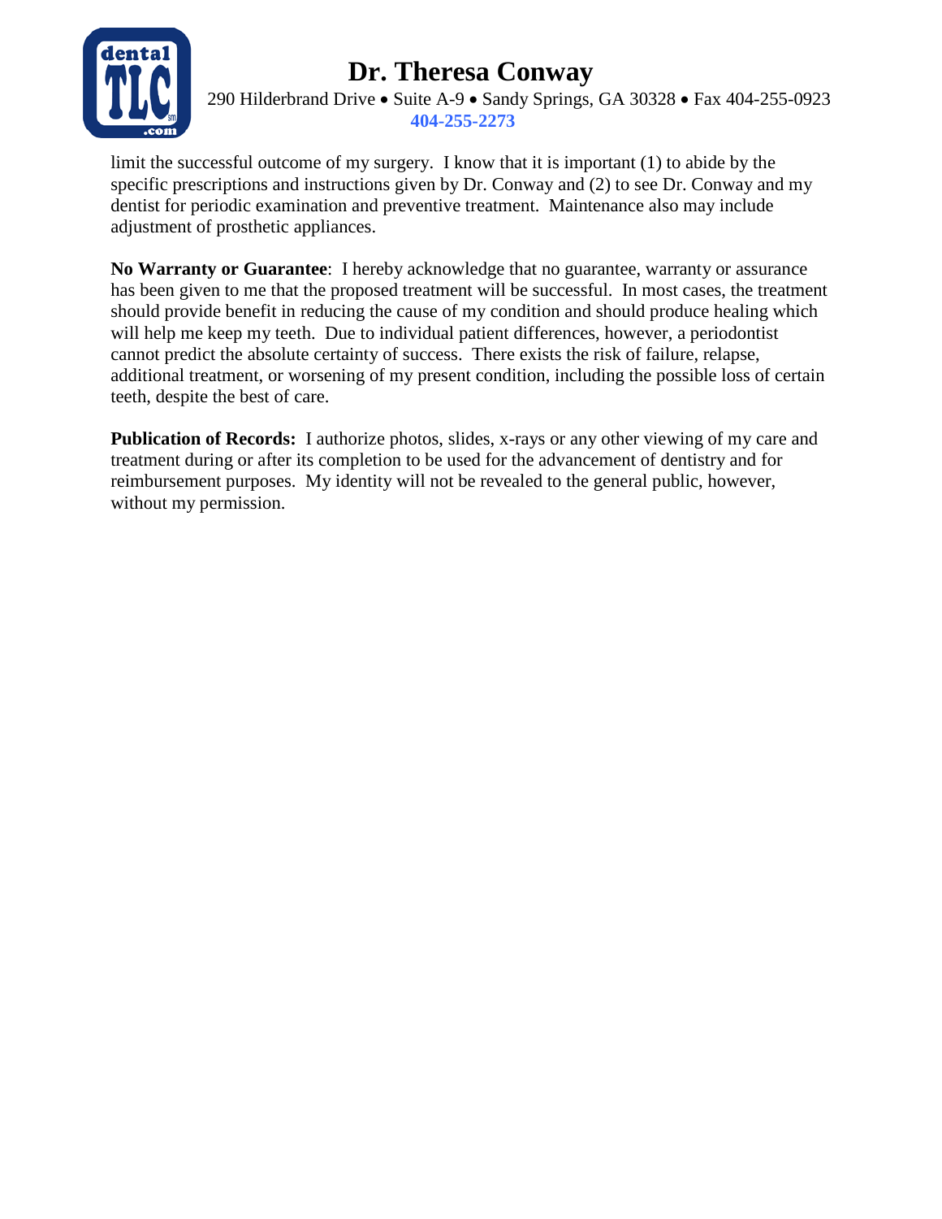limit the successful outcome of my surgery. I know that it is important (1) to abide by the specific prescriptions and instructions given by Dr. Conway and (2) to see Dr. Conway and my dentist for periodic examination and preventive treatment. Maintenance also may include adjustment of prosthetic appliances.

**No Warranty or Guarantee**: I hereby acknowledge that no guarantee, warranty or assurance has been given to me that the proposed treatment will be successful. In most cases, the treatment should provide benefit in reducing the cause of my condition and should produce healing which will help me keep my teeth. Due to individual patient differences, however, a periodontist cannot predict the absolute certainty of success. There exists the risk of failure, relapse, additional treatment, or worsening of my present condition, including the possible loss of certain teeth, despite the best of care.

**Publication of Records:** I authorize photos, slides, x-rays or any other viewing of my care and treatment during or after its completion to be used for the advancement of dentistry and for reimbursement purposes. My identity will not be revealed to the general public, however, without my permission.